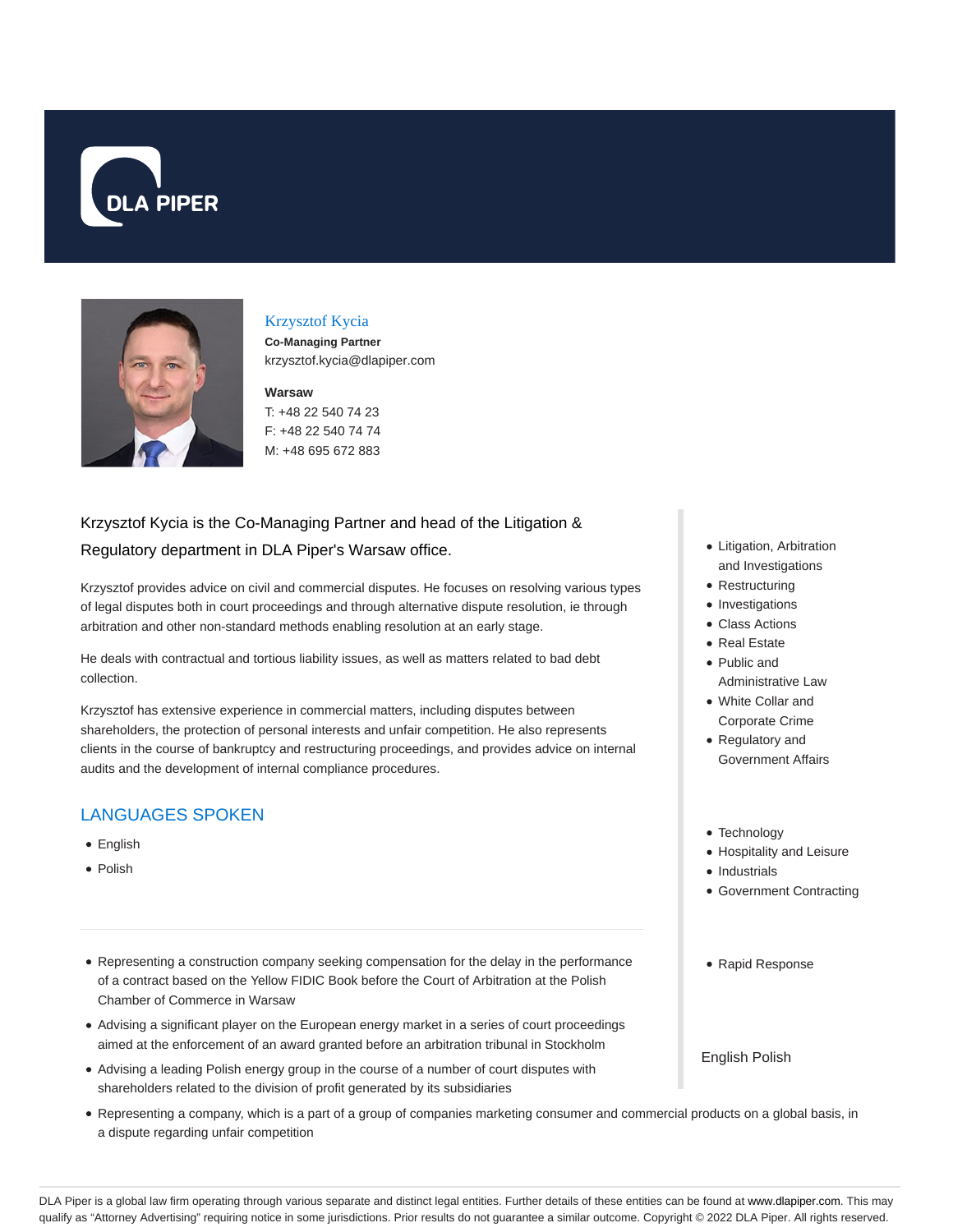DLA PIPER

## Krzysztof Kycia

**Co-Managing Partner**

krzysztof.kycia@dlapiper.com

**Warsaw**

T: +48 22 540 74 23

F: +48 22 540 74 74

M: +48 695 672 883

Krzysztof Kycia is the Co-Managing Partner and head of the Litigation & Regulatory department in DLA Piper's Warsaw office.

Krzysztof provides advice on civil and commercial disputes. He focuses on resolving various types of legal disputes both in court proceedings and through alternative dispute resolution, ie through arbitration and other non-standard methods enabling resolution at an early stage.

He deals with contractual and tortious liability issues, as well as matters related to bad debt collection.

Krzysztof has extensive experience in commercial matters, including disputes between shareholders, the protection of personal interests and unfair competition. He also represents clients in the course of bankruptcy and restructuring proceedings, and provides advice on internal audits and the development of internal compliance procedures.

## LANGUAGES SPOKEN

- English
- Polish

---

- Representing a construction company seeking compensation for the delay in the performance of a contract based on the Yellow FIDIC Book before the Court of Arbitration at the Polish Chamber of Commerce in Warsaw
- Advising a significant player on the European energy market in a series of court proceedings aimed at the enforcement of an award granted before an arbitration tribunal in Stockholm
- Advising a leading Polish energy group in the course of a number of court disputes with shareholders related to the division of profit generated by its subsidiaries
- Representing a company, which is a part of a group of companies marketing consumer and commercial products on a global basis, in a dispute regarding unfair competition

- Litigation, Arbitration and Investigations
- Restructuring
- Investigations
- Class Actions
- Real Estate
- Public and Administrative Law
- White Collar and Corporate Crime
- Regulatory and Government Affairs

- Technology
- Hospitality and Leisure
- Industrials
- Government Contracting

- Rapid Response

English Polish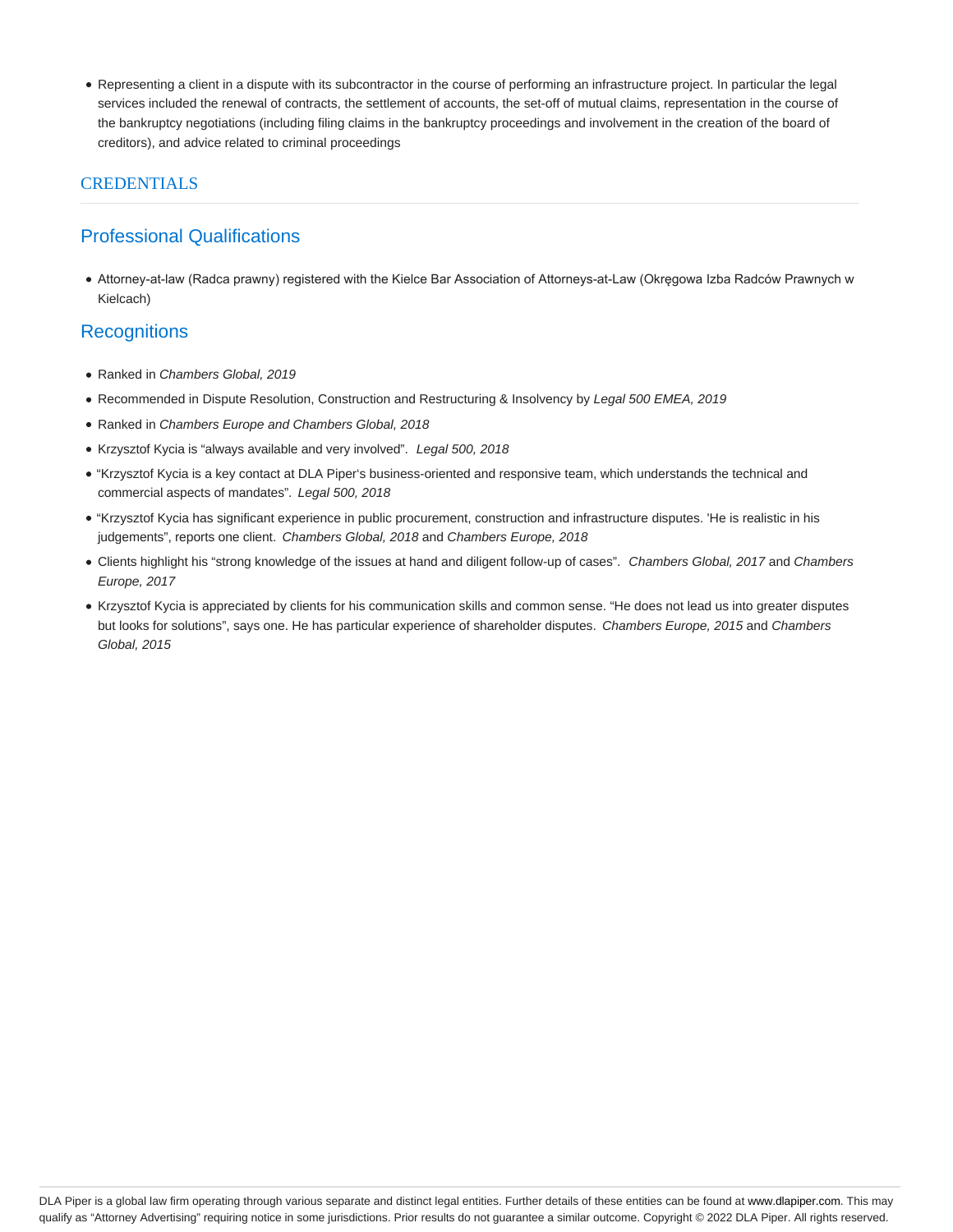- Representing a client in a dispute with its subcontractor in the course of performing an infrastructure project. In particular the legal services included the renewal of contracts, the settlement of accounts, the set-off of mutual claims, representation in the course of the bankruptcy negotiations (including filing claims in the bankruptcy proceedings and involvement in the creation of the board of creditors), and advice related to criminal proceedings

## CREDENTIALS

### Professional Qualifications

- Attorney-at-law (Radca prawny) registered with the Kielce Bar Association of Attorneys-at-Law (Okręgowa Izba Radców Prawnych w Kielcach)

### Recognitions

- Ranked in *Chambers Global, 2019*
- Recommended in Dispute Resolution, Construction and Restructuring & Insolvency by *Legal 500 EMEA, 2019*
- Ranked in *Chambers Europe and Chambers Global, 2018*
- Krzysztof Kycia is "always available and very involved". *Legal 500, 2018*
- "Krzysztof Kycia is a key contact at DLA Piper's business-oriented and responsive team, which understands the technical and commercial aspects of mandates". *Legal 500, 2018*
- "Krzysztof Kycia has significant experience in public procurement, construction and infrastructure disputes. 'He is realistic in his judgements", reports one client. *Chambers Global, 2018* and *Chambers Europe, 2018*
- Clients highlight his "strong knowledge of the issues at hand and diligent follow-up of cases". *Chambers Global, 2017* and *Chambers Europe, 2017*
- Krzysztof Kycia is appreciated by clients for his communication skills and common sense. "He does not lead us into greater disputes but looks for solutions", says one. He has particular experience of shareholder disputes. *Chambers Europe, 2015* and *Chambers Global, 2015*

DLA Piper is a global law firm operating through various separate and distinct legal entities. Further details of these entities can be found at www.dlapiper.com. This may qualify as "Attorney Advertising" requiring notice in some jurisdictions. Prior results do not guarantee a similar outcome. Copyright © 2022 DLA Piper. All rights reserved.